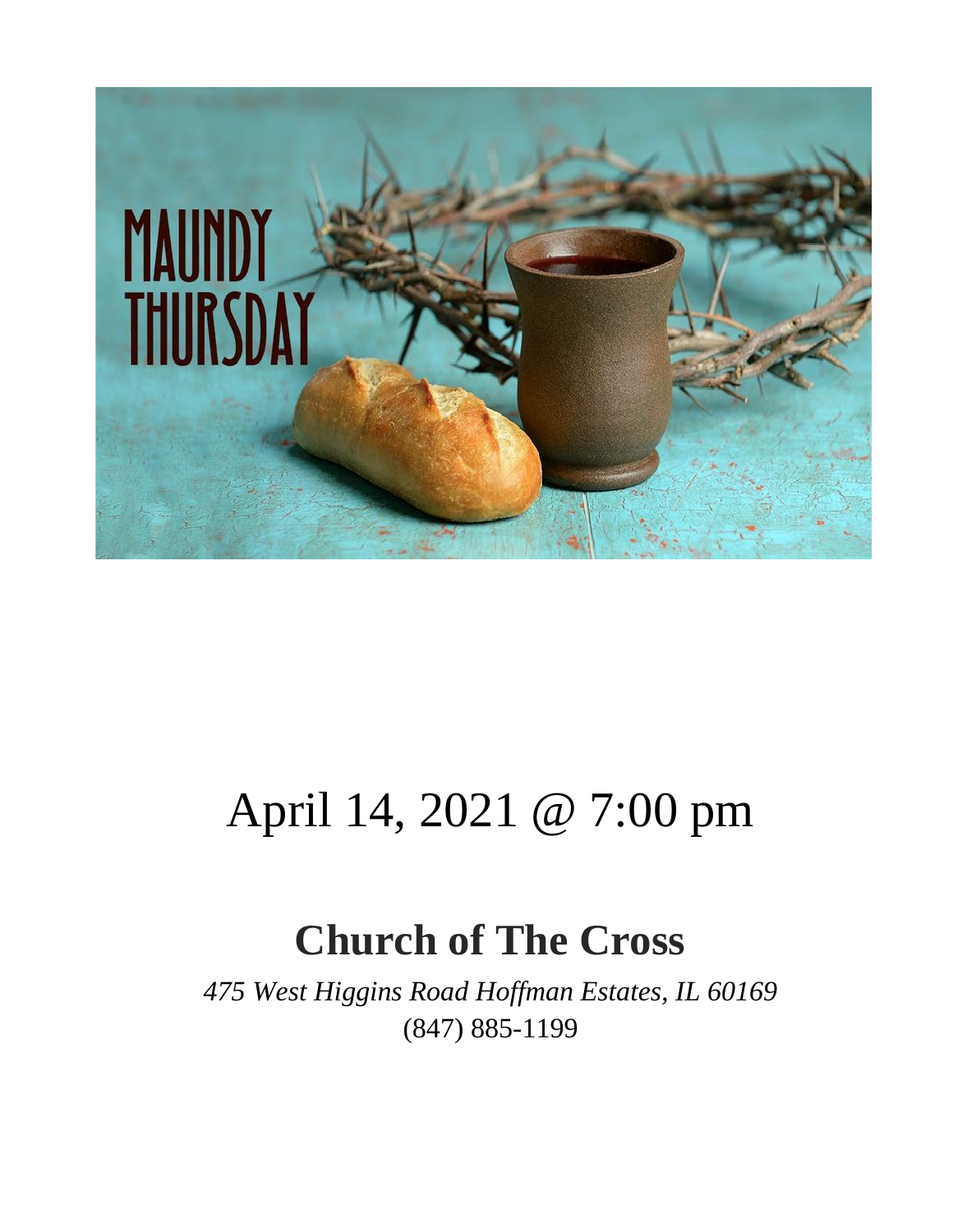April 14, 2021 @ 7:00 pm

# Church of The Cross

*475 West Higgins Road Hoffman Estates, IL 60169*
(847) 885-1199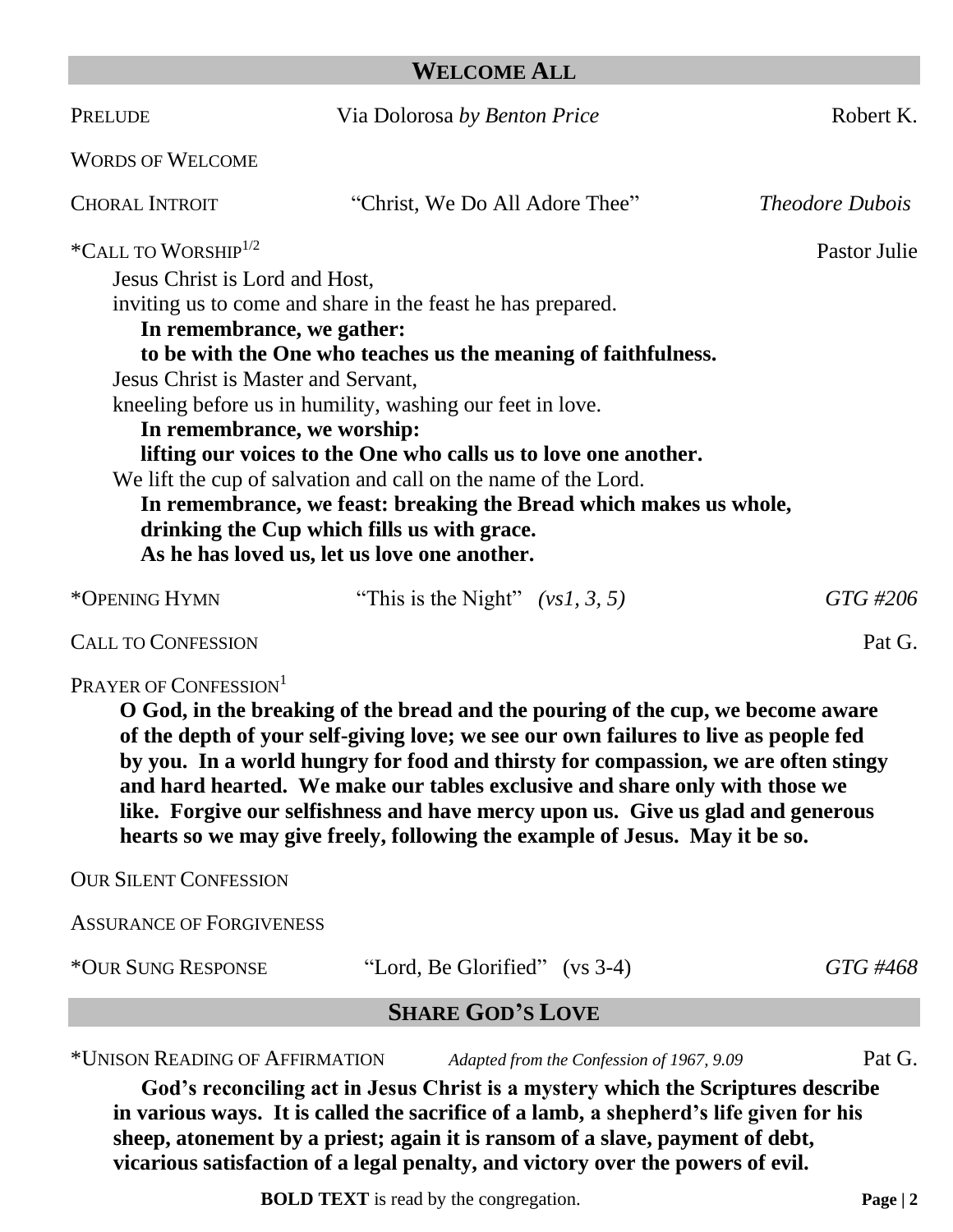## WELCOME ALL

PRELUDE  Via Dolorosa *by Benton Price*  Robert K.

WORDS OF WELCOME

CHORAL INTROIT  "Christ, We Do All Adore Thee"  *Theodore Dubois*

*CALL TO WORSHIP[1/2]  Pastor Julie

Jesus Christ is Lord and Host,
inviting us to come and share in the feast he has prepared.
**In remembrance, we gather:**
**to be with the One who teaches us the meaning of faithfulness.**
Jesus Christ is Master and Servant,
kneeling before us in humility, washing our feet in love.
**In remembrance, we worship:**
**lifting our voices to the One who calls us to love one another.**
We lift the cup of salvation and call on the name of the Lord.
**In remembrance, we feast: breaking the Bread which makes us whole,**
**drinking the Cup which fills us with grace.**
**As he has loved us, let us love one another.**

*OPENING HYMN  "This is the Night" *(vs1, 3, 5)*  *GTG #206*

CALL TO CONFESSION  Pat G.

PRAYER OF CONFESSION[1]

**O God, in the breaking of the bread and the pouring of the cup, we become aware of the depth of your self-giving love; we see our own failures to live as people fed by you. In a world hungry for food and thirsty for compassion, we are often stingy and hard hearted. We make our tables exclusive and share only with those we like. Forgive our selfishness and have mercy upon us. Give us glad and generous hearts so we may give freely, following the example of Jesus. May it be so.**

OUR SILENT CONFESSION

ASSURANCE OF FORGIVENESS

*OUR SUNG RESPONSE  "Lord, Be Glorified" (vs 3-4)  *GTG #468*

## SHARE GOD'S LOVE

*UNISON READING OF AFFIRMATION  *Adapted from the Confession of 1967, 9.09*  Pat G.

**God's reconciling act in Jesus Christ is a mystery which the Scriptures describe in various ways. It is called the sacrifice of a lamb, a shepherd's life given for his sheep, atonement by a priest; again it is ransom of a slave, payment of debt, vicarious satisfaction of a legal penalty, and victory over the powers of evil.**

**BOLD TEXT** is read by the congregation.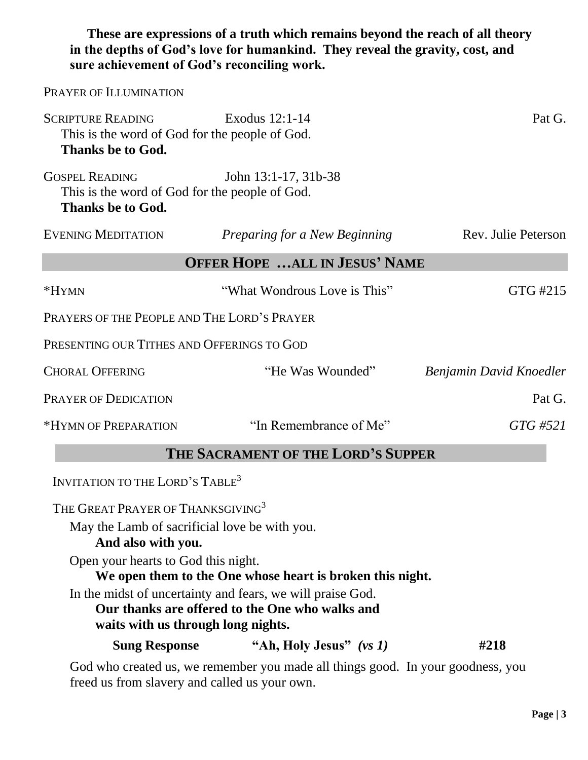**These are expressions of a truth which remains beyond the reach of all theory in the depths of God's love for humankind. They reveal the gravity, cost, and sure achievement of God's reconciling work.**

PRAYER OF ILLUMINATION

SCRIPTURE READING — Exodus 12:1-14 — Pat G.

This is the word of God for the people of God.
**Thanks be to God.**

GOSPEL READING — John 13:1-17, 31b-38

This is the word of God for the people of God.
**Thanks be to God.**

EVENING MEDITATION — *Preparing for a New Beginning* — Rev. Julie Peterson

## OFFER HOPE …ALL IN JESUS' NAME

*HYMN — "What Wondrous Love is This" — GTG #215

PRAYERS OF THE PEOPLE AND THE LORD'S PRAYER

PRESENTING OUR TITHES AND OFFERINGS TO GOD

CHORAL OFFERING — "He Was Wounded" — *Benjamin David Knoedler*

PRAYER OF DEDICATION — Pat G.

*HYMN OF PREPARATION — "In Remembrance of Me" — *GTG #521*

## THE SACRAMENT OF THE LORD'S SUPPER

INVITATION TO THE LORD'S TABLE[3]

THE GREAT PRAYER OF THANKSGIVING[3]

May the Lamb of sacrificial love be with you.
**And also with you.**

Open your hearts to God this night.
**We open them to the One whose heart is broken this night.**

In the midst of uncertainty and fears, we will praise God.
**Our thanks are offered to the One who walks and waits with us through long nights.**

**Sung Response — "Ah, Holy Jesus" *(vs 1)* — #218**

God who created us, we remember you made all things good. In your goodness, you freed us from slavery and called us your own.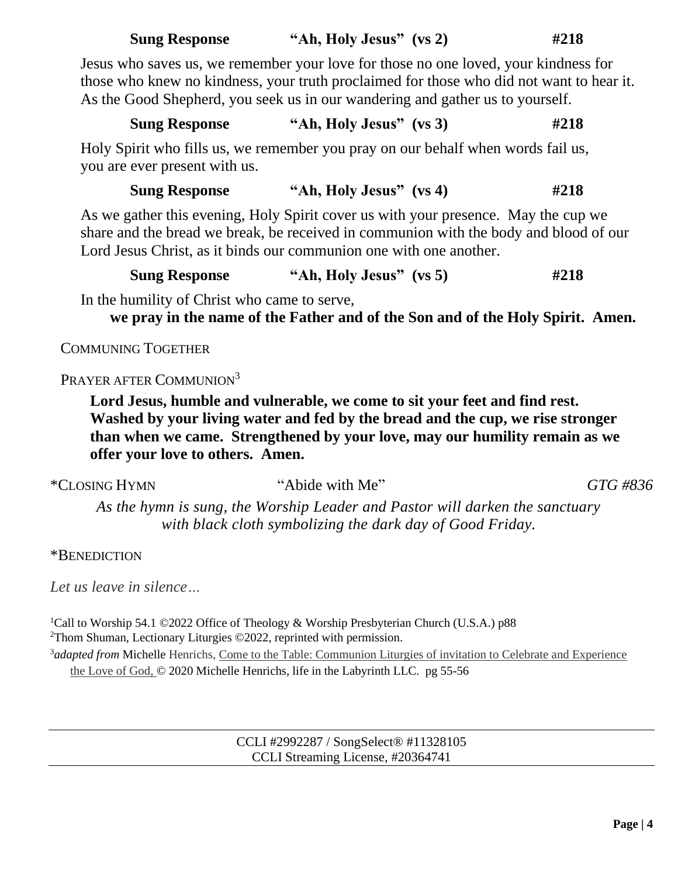**Sung Response "Ah, Holy Jesus" (vs 2) #218**

Jesus who saves us, we remember your love for those no one loved, your kindness for those who knew no kindness, your truth proclaimed for those who did not want to hear it. As the Good Shepherd, you seek us in our wandering and gather us to yourself.

**Sung Response "Ah, Holy Jesus" (vs 3) #218**

Holy Spirit who fills us, we remember you pray on our behalf when words fail us, you are ever present with us.

**Sung Response "Ah, Holy Jesus" (vs 4) #218**

As we gather this evening, Holy Spirit cover us with your presence. May the cup we share and the bread we break, be received in communion with the body and blood of our Lord Jesus Christ, as it binds our communion one with one another.

**Sung Response "Ah, Holy Jesus" (vs 5) #218**

In the humility of Christ who came to serve,
**we pray in the name of the Father and of the Son and of the Holy Spirit. Amen.**

COMMUNING TOGETHER

PRAYER AFTER COMMUNION[3]

**Lord Jesus, humble and vulnerable, we come to sit your feet and find rest. Washed by your living water and fed by the bread and the cup, we rise stronger than when we came. Strengthened by your love, may our humility remain as we offer your love to others. Amen.**

*CLOSING HYMN "Abide with Me" *GTG #836*

*As the hymn is sung, the Worship Leader and Pastor will darken the sanctuary with black cloth symbolizing the dark day of Good Friday.*

*BENEDICTION

*Let us leave in silence…*

[1]Call to Worship 54.1 ©2022 Office of Theology & Worship Presbyterian Church (U.S.A.) p88
[2]Thom Shuman, Lectionary Liturgies ©2022, reprinted with permission.
[3]*adapted from* Michelle Henrichs, Come to the Table: Communion Liturgies of invitation to Celebrate and Experience the Love of God, © 2020 Michelle Henrichs, life in the Labyrinth LLC. pg 55-56

CCLI #2992287 / SongSelect® #11328105
CCLI Streaming License, #20364741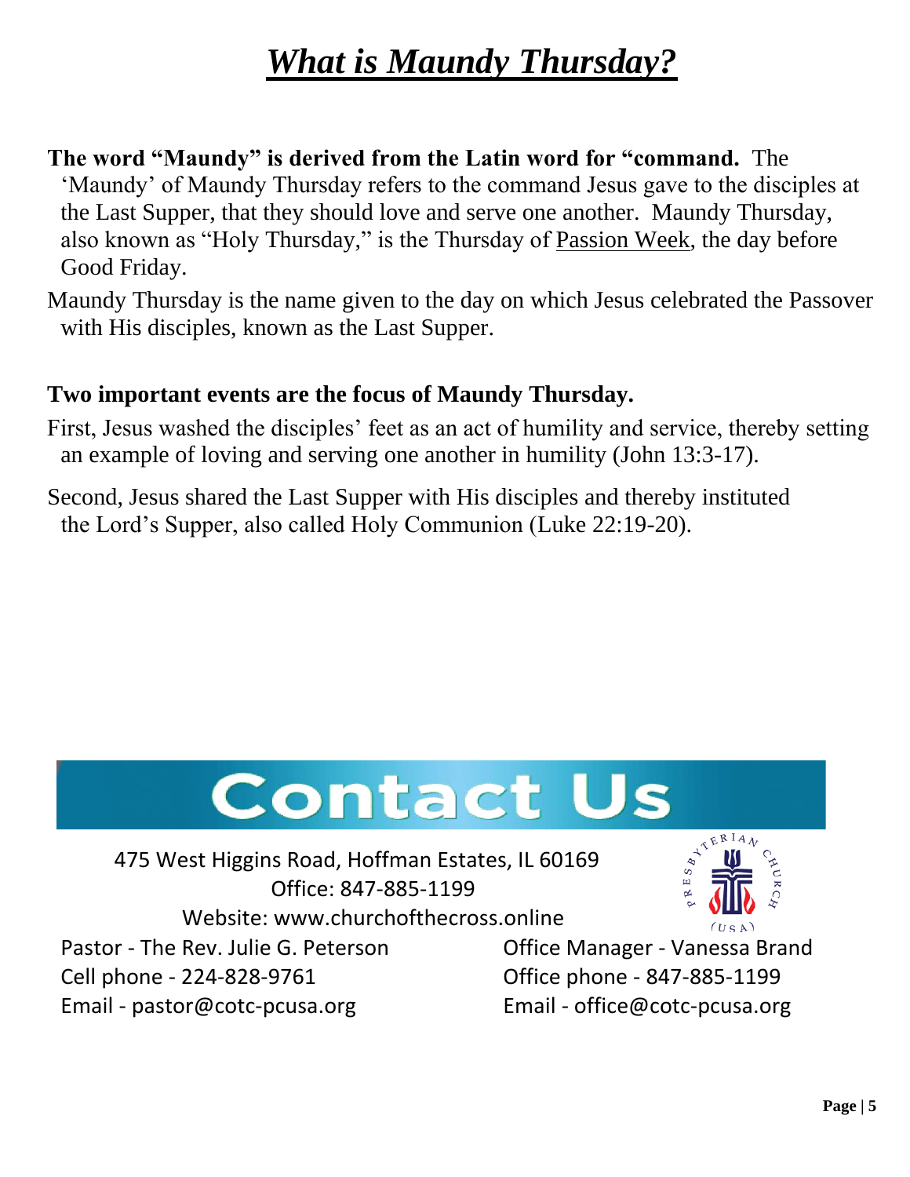# ***What is Maundy Thursday?***

**The word "Maundy" is derived from the Latin word for "command.** The 'Maundy' of Maundy Thursday refers to the command Jesus gave to the disciples at the Last Supper, that they should love and serve one another. Maundy Thursday, also known as "Holy Thursday," is the Thursday of Passion Week, the day before Good Friday.

Maundy Thursday is the name given to the day on which Jesus celebrated the Passover with His disciples, known as the Last Supper.

**Two important events are the focus of Maundy Thursday.**

First, Jesus washed the disciples' feet as an act of humility and service, thereby setting an example of loving and serving one another in humility (John 13:3-17).

Second, Jesus shared the Last Supper with His disciples and thereby instituted the Lord's Supper, also called Holy Communion (Luke 22:19-20).

## Contact Us

475 West Higgins Road, Hoffman Estates, IL 60169
Office: 847-885-1199
Website: www.churchofthecross.online

Pastor - The Rev. Julie G. Peterson
Cell phone - 224-828-9761
Email - pastor@cotc-pcusa.org

Office Manager - Vanessa Brand
Office phone - 847-885-1199
Email - office@cotc-pcusa.org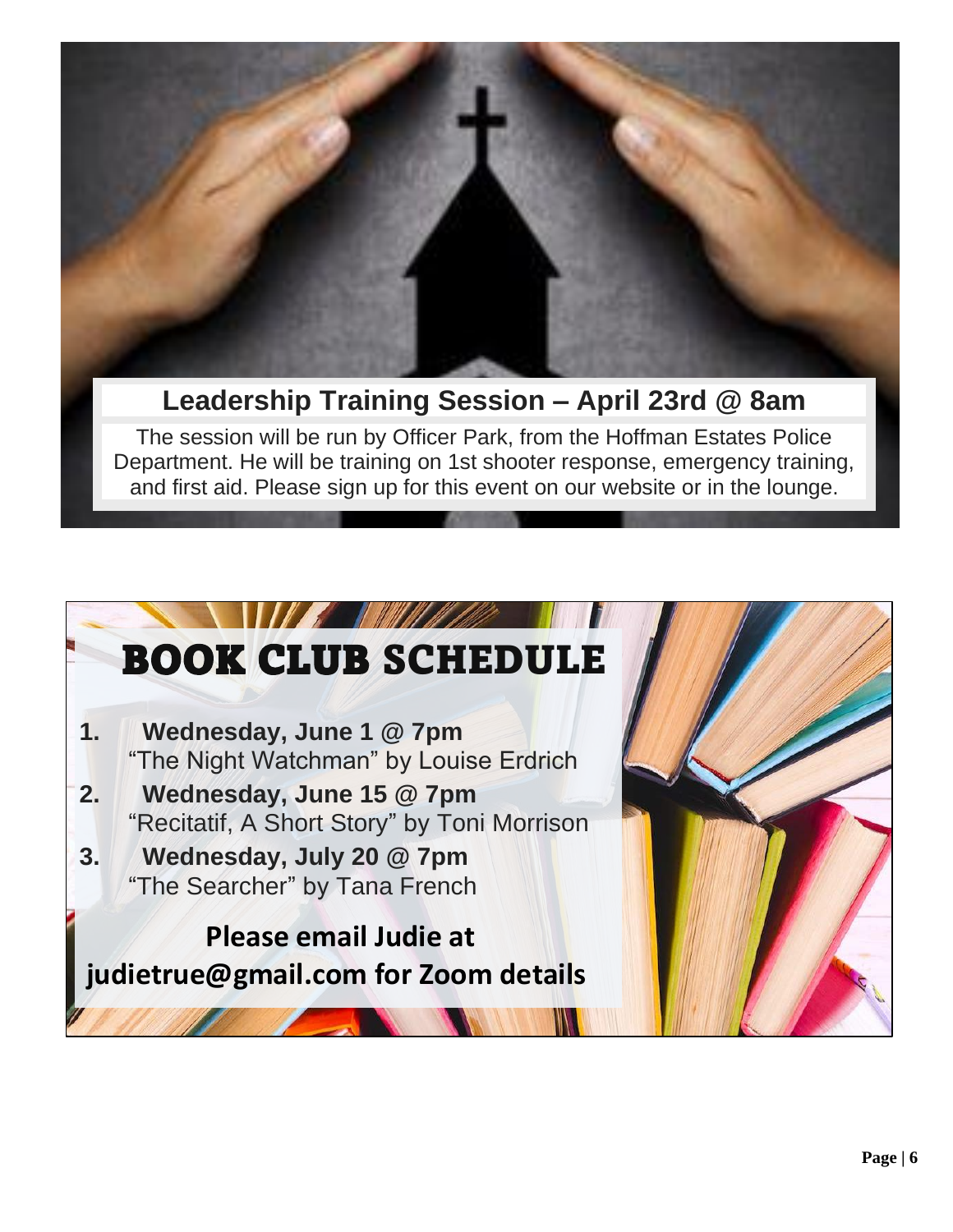## Leadership Training Session – April 23rd @ 8am

The session will be run by Officer Park, from the Hoffman Estates Police Department. He will be training on 1st shooter response, emergency training, and first aid. Please sign up for this event on our website or in the lounge.

## BOOK CLUB SCHEDULE

1. **Wednesday, June 1 @ 7pm**
   "The Night Watchman" by Louise Erdrich
2. **Wednesday, June 15 @ 7pm**
   "Recitatif, A Short Story" by Toni Morrison
3. **Wednesday, July 20 @ 7pm**
   "The Searcher" by Tana French

**Please email Judie at judietrue@gmail.com for Zoom details**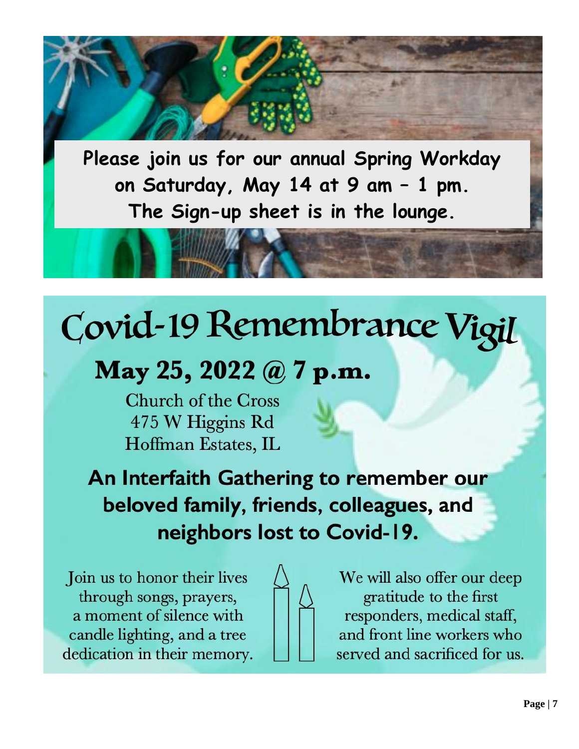**Please join us for our annual Spring Workday on Saturday, May 14 at 9 am – 1 pm. The Sign-up sheet is in the lounge.**

# Covid-19 Remembrance Vigil

## May 25, 2022 @ 7 p.m.

Church of the Cross
475 W Higgins Rd
Hoffman Estates, IL

**An Interfaith Gathering to remember our beloved family, friends, colleagues, and neighbors lost to Covid-19.**

Join us to honor their lives through songs, prayers, a moment of silence with candle lighting, and a tree dedication in their memory.

We will also offer our deep gratitude to the first responders, medical staff, and front line workers who served and sacrificed for us.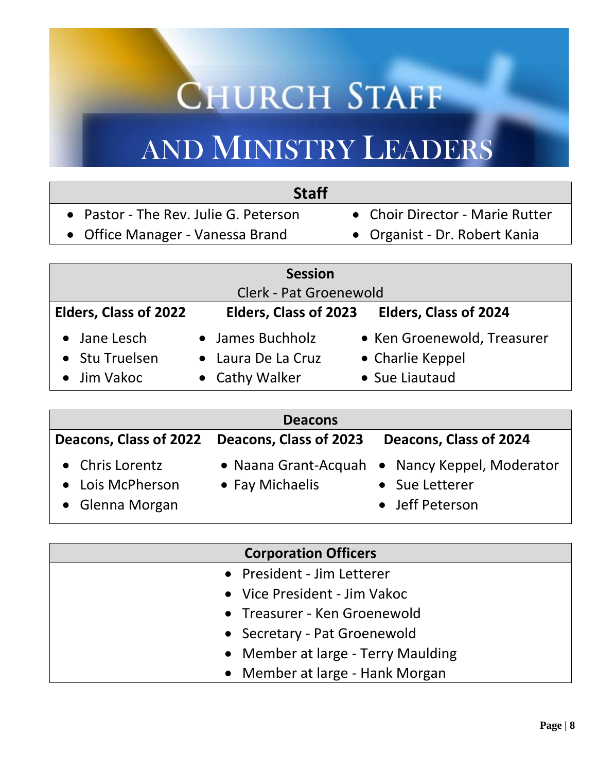# Church Staff and Ministry Leaders

## Staff

- Pastor - The Rev. Julie G. Peterson
- Office Manager - Vanessa Brand
- Choir Director - Marie Rutter
- Organist - Dr. Robert Kania

## Session

Clerk - Pat Groenewold

| Elders, Class of 2022 | Elders, Class of 2023 | Elders, Class of 2024 |
|---|---|---|
| • Jane Lesch | • James Buchholz | • Ken Groenewold, Treasurer |
| • Stu Truelsen | • Laura De La Cruz | • Charlie Keppel |
| • Jim Vakoc | • Cathy Walker | • Sue Liautaud |

## Deacons

| Deacons, Class of 2022 | Deacons, Class of 2023 | Deacons, Class of 2024 |
|---|---|---|
| • Chris Lorentz | • Naana Grant-Acquah | • Nancy Keppel, Moderator |
| • Lois McPherson | • Fay Michaelis | • Sue Letterer |
| • Glenna Morgan | | • Jeff Peterson |

## Corporation Officers

- President - Jim Letterer
- Vice President - Jim Vakoc
- Treasurer - Ken Groenewold
- Secretary - Pat Groenewold
- Member at large - Terry Maulding
- Member at large - Hank Morgan